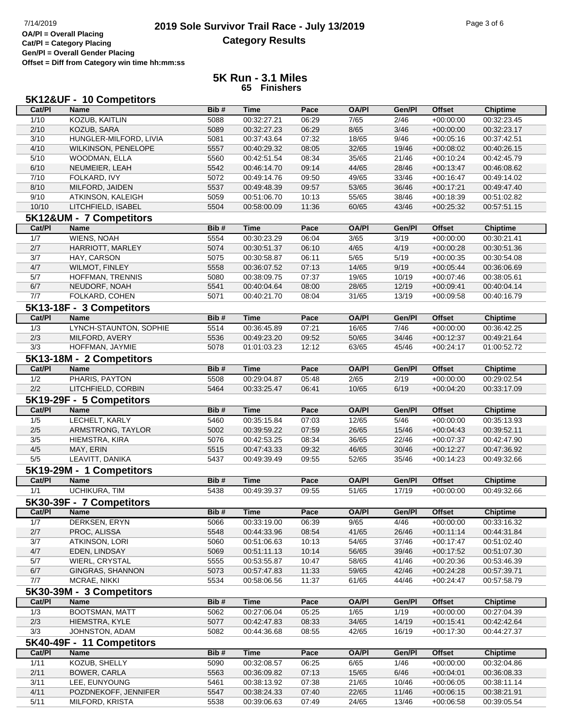# 2019 Sole Survivor Trail Race - July 13/2019

## Category Results

**OA/Pl = Overall Placing**
**Cat/Pl = Category Placing**
**Gen/Pl = Overall Gender Placing**
**Offset = Diff from Category win time hh:mm:ss**

## 5K Run - 3.1 Miles
### 65 Finishers

### 5K12&UF - 10 Competitors

| Cat/Pl | Name | Bib # | Time | Pace | OA/Pl | Gen/Pl | Offset | Chiptime |
|---|---|---|---|---|---|---|---|---|
| 1/10 | KOZUB, KAITLIN | 5088 | 00:32:27.21 | 06:29 | 7/65 | 2/46 | +00:00:00 | 00:32:23.45 |
| 2/10 | KOZUB, SARA | 5089 | 00:32:27.23 | 06:29 | 8/65 | 3/46 | +00:00:00 | 00:32:23.17 |
| 3/10 | HUNGLER-MILFORD, LIVIA | 5081 | 00:37:43.64 | 07:32 | 18/65 | 9/46 | +00:05:16 | 00:37:42.51 |
| 4/10 | WILKINSON, PENELOPE | 5557 | 00:40:29.32 | 08:05 | 32/65 | 19/46 | +00:08:02 | 00:40:26.15 |
| 5/10 | WOODMAN, ELLA | 5560 | 00:42:51.54 | 08:34 | 35/65 | 21/46 | +00:10:24 | 00:42:45.79 |
| 6/10 | NEUMEIER, LEAH | 5542 | 00:46:14.70 | 09:14 | 44/65 | 28/46 | +00:13:47 | 00:46:08.62 |
| 7/10 | FOLKARD, IVY | 5072 | 00:49:14.76 | 09:50 | 49/65 | 33/46 | +00:16:47 | 00:49:14.02 |
| 8/10 | MILFORD, JAIDEN | 5537 | 00:49:48.39 | 09:57 | 53/65 | 36/46 | +00:17:21 | 00:49:47.40 |
| 9/10 | ATKINSON, KALEIGH | 5059 | 00:51:06.70 | 10:13 | 55/65 | 38/46 | +00:18:39 | 00:51:02.82 |
| 10/10 | LITCHFIELD, ISABEL | 5504 | 00:58:00.09 | 11:36 | 60/65 | 43/46 | +00:25:32 | 00:57:51.15 |

### 5K12&UM - 7 Competitors

| Cat/Pl | Name | Bib # | Time | Pace | OA/Pl | Gen/Pl | Offset | Chiptime |
|---|---|---|---|---|---|---|---|---|
| 1/7 | WIENS, NOAH | 5554 | 00:30:23.29 | 06:04 | 3/65 | 3/19 | +00:00:00 | 00:30:21.41 |
| 2/7 | HARRIOTT, MARLEY | 5074 | 00:30:51.37 | 06:10 | 4/65 | 4/19 | +00:00:28 | 00:30:51.36 |
| 3/7 | HAY, CARSON | 5075 | 00:30:58.87 | 06:11 | 5/65 | 5/19 | +00:00:35 | 00:30:54.08 |
| 4/7 | WILMOT, FINLEY | 5558 | 00:36:07.52 | 07:13 | 14/65 | 9/19 | +00:05:44 | 00:36:06.69 |
| 5/7 | HOFFMAN, TRENNIS | 5080 | 00:38:09.75 | 07:37 | 19/65 | 10/19 | +00:07:46 | 00:38:05.61 |
| 6/7 | NEUDORF, NOAH | 5541 | 00:40:04.64 | 08:00 | 28/65 | 12/19 | +00:09:41 | 00:40:04.14 |
| 7/7 | FOLKARD, COHEN | 5071 | 00:40:21.70 | 08:04 | 31/65 | 13/19 | +00:09:58 | 00:40:16.79 |

### 5K13-18F - 3 Competitors

| Cat/Pl | Name | Bib # | Time | Pace | OA/Pl | Gen/Pl | Offset | Chiptime |
|---|---|---|---|---|---|---|---|---|
| 1/3 | LYNCH-STAUNTON, SOPHIE | 5514 | 00:36:45.89 | 07:21 | 16/65 | 7/46 | +00:00:00 | 00:36:42.25 |
| 2/3 | MILFORD, AVERY | 5536 | 00:49:23.20 | 09:52 | 50/65 | 34/46 | +00:12:37 | 00:49:21.64 |
| 3/3 | HOFFMAN, JAYMIE | 5078 | 01:01:03.23 | 12:12 | 63/65 | 45/46 | +00:24:17 | 01:00:52.72 |

### 5K13-18M - 2 Competitors

| Cat/Pl | Name | Bib # | Time | Pace | OA/Pl | Gen/Pl | Offset | Chiptime |
|---|---|---|---|---|---|---|---|---|
| 1/2 | PHARIS, PAYTON | 5508 | 00:29:04.87 | 05:48 | 2/65 | 2/19 | +00:00:00 | 00:29:02.54 |
| 2/2 | LITCHFIELD, CORBIN | 5464 | 00:33:25.47 | 06:41 | 10/65 | 6/19 | +00:04:20 | 00:33:17.09 |

### 5K19-29F - 5 Competitors

| Cat/Pl | Name | Bib # | Time | Pace | OA/Pl | Gen/Pl | Offset | Chiptime |
|---|---|---|---|---|---|---|---|---|
| 1/5 | LECHELT, KARLY | 5460 | 00:35:15.84 | 07:03 | 12/65 | 5/46 | +00:00:00 | 00:35:13.93 |
| 2/5 | ARMSTRONG, TAYLOR | 5002 | 00:39:59.22 | 07:59 | 26/65 | 15/46 | +00:04:43 | 00:39:52.11 |
| 3/5 | HIEMSTRA, KIRA | 5076 | 00:42:53.25 | 08:34 | 36/65 | 22/46 | +00:07:37 | 00:42:47.90 |
| 4/5 | MAY, ERIN | 5515 | 00:47:43.33 | 09:32 | 46/65 | 30/46 | +00:12:27 | 00:47:36.92 |
| 5/5 | LEAVITT, DANIKA | 5437 | 00:49:39.49 | 09:55 | 52/65 | 35/46 | +00:14:23 | 00:49:32.66 |

### 5K19-29M - 1 Competitors

| Cat/Pl | Name | Bib # | Time | Pace | OA/Pl | Gen/Pl | Offset | Chiptime |
|---|---|---|---|---|---|---|---|---|
| 1/1 | UCHIKURA, TIM | 5438 | 00:49:39.37 | 09:55 | 51/65 | 17/19 | +00:00:00 | 00:49:32.66 |

### 5K30-39F - 7 Competitors

| Cat/Pl | Name | Bib # | Time | Pace | OA/Pl | Gen/Pl | Offset | Chiptime |
|---|---|---|---|---|---|---|---|---|
| 1/7 | DERKSEN, ERYN | 5066 | 00:33:19.00 | 06:39 | 9/65 | 4/46 | +00:00:00 | 00:33:16.32 |
| 2/7 | PROC, ALISSA | 5548 | 00:44:33.96 | 08:54 | 41/65 | 26/46 | +00:11:14 | 00:44:31.84 |
| 3/7 | ATKINSON, LORI | 5060 | 00:51:06.63 | 10:13 | 54/65 | 37/46 | +00:17:47 | 00:51:02.40 |
| 4/7 | EDEN, LINDSAY | 5069 | 00:51:11.13 | 10:14 | 56/65 | 39/46 | +00:17:52 | 00:51:07.30 |
| 5/7 | WIERL, CRYSTAL | 5555 | 00:53:55.87 | 10:47 | 58/65 | 41/46 | +00:20:36 | 00:53:46.39 |
| 6/7 | GINGRAS, SHANNON | 5073 | 00:57:47.83 | 11:33 | 59/65 | 42/46 | +00:24:28 | 00:57:39.71 |
| 7/7 | MCRAE, NIKKI | 5534 | 00:58:06.56 | 11:37 | 61/65 | 44/46 | +00:24:47 | 00:57:58.79 |

### 5K30-39M - 3 Competitors

| Cat/Pl | Name | Bib # | Time | Pace | OA/Pl | Gen/Pl | Offset | Chiptime |
|---|---|---|---|---|---|---|---|---|
| 1/3 | BOOTSMAN, MATT | 5062 | 00:27:06.04 | 05:25 | 1/65 | 1/19 | +00:00:00 | 00:27:04.39 |
| 2/3 | HIEMSTRA, KYLE | 5077 | 00:42:47.83 | 08:33 | 34/65 | 14/19 | +00:15:41 | 00:42:42.64 |
| 3/3 | JOHNSTON, ADAM | 5082 | 00:44:36.68 | 08:55 | 42/65 | 16/19 | +00:17:30 | 00:44:27.37 |

### 5K40-49F - 11 Competitors

| Cat/Pl | Name | Bib # | Time | Pace | OA/Pl | Gen/Pl | Offset | Chiptime |
|---|---|---|---|---|---|---|---|---|
| 1/11 | KOZUB, SHELLY | 5090 | 00:32:08.57 | 06:25 | 6/65 | 1/46 | +00:00:00 | 00:32:04.86 |
| 2/11 | BOWER, CARLA | 5563 | 00:36:09.82 | 07:13 | 15/65 | 6/46 | +00:04:01 | 00:36:08.33 |
| 3/11 | LEE, EUNYOUNG | 5461 | 00:38:13.92 | 07:38 | 21/65 | 10/46 | +00:06:05 | 00:38:11.14 |
| 4/11 | POZDNEKOFF, JENNIFER | 5547 | 00:38:24.33 | 07:40 | 22/65 | 11/46 | +00:06:15 | 00:38:21.91 |
| 5/11 | MILFORD, KRISTA | 5538 | 00:39:06.63 | 07:49 | 24/65 | 13/46 | +00:06:58 | 00:39:05.54 |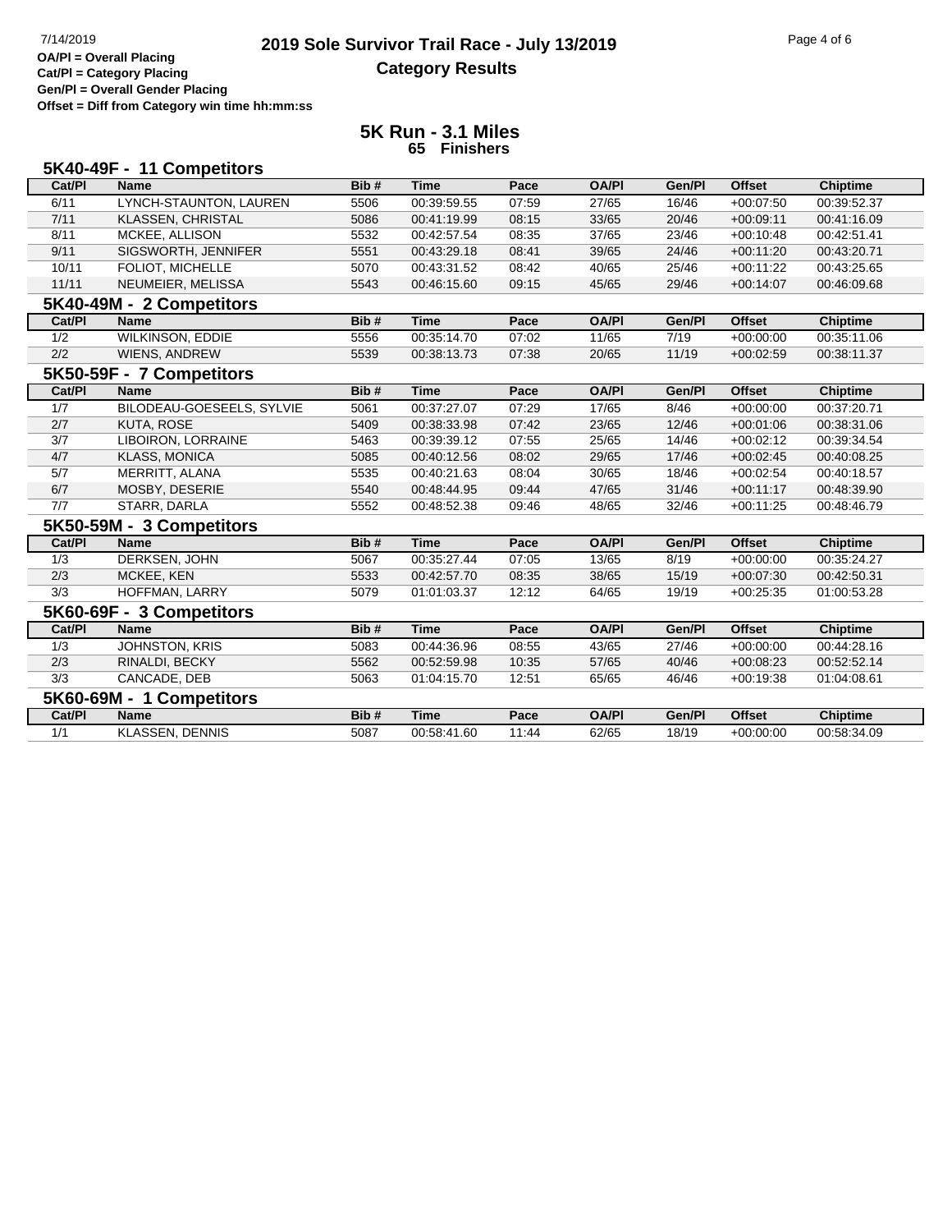OA/Pl = Overall Placing
Cat/Pl = Category Placing
Gen/Pl = Overall Gender Placing
Offset = Diff from Category win time hh:mm:ss

# 2019 Sole Survivor Trail Race - July 13/2019

## Category Results

## 5K Run - 3.1 Miles

**65 Finishers**

### 5K40-49F - 11 Competitors

| Cat/Pl | Name | Bib # | Time | Pace | OA/Pl | Gen/Pl | Offset | Chiptime |
|---|---|---|---|---|---|---|---|---|
| 6/11 | LYNCH-STAUNTON, LAUREN | 5506 | 00:39:59.55 | 07:59 | 27/65 | 16/46 | +00:07:50 | 00:39:52.37 |
| 7/11 | KLASSEN, CHRISTAL | 5086 | 00:41:19.99 | 08:15 | 33/65 | 20/46 | +00:09:11 | 00:41:16.09 |
| 8/11 | MCKEE, ALLISON | 5532 | 00:42:57.54 | 08:35 | 37/65 | 23/46 | +00:10:48 | 00:42:51.41 |
| 9/11 | SIGSWORTH, JENNIFER | 5551 | 00:43:29.18 | 08:41 | 39/65 | 24/46 | +00:11:20 | 00:43:20.71 |
| 10/11 | FOLIOT, MICHELLE | 5070 | 00:43:31.52 | 08:42 | 40/65 | 25/46 | +00:11:22 | 00:43:25.65 |
| 11/11 | NEUMEIER, MELISSA | 5543 | 00:46:15.60 | 09:15 | 45/65 | 29/46 | +00:14:07 | 00:46:09.68 |

### 5K40-49M - 2 Competitors

| Cat/Pl | Name | Bib # | Time | Pace | OA/Pl | Gen/Pl | Offset | Chiptime |
|---|---|---|---|---|---|---|---|---|
| 1/2 | WILKINSON, EDDIE | 5556 | 00:35:14.70 | 07:02 | 11/65 | 7/19 | +00:00:00 | 00:35:11.06 |
| 2/2 | WIENS, ANDREW | 5539 | 00:38:13.73 | 07:38 | 20/65 | 11/19 | +00:02:59 | 00:38:11.37 |

### 5K50-59F - 7 Competitors

| Cat/Pl | Name | Bib # | Time | Pace | OA/Pl | Gen/Pl | Offset | Chiptime |
|---|---|---|---|---|---|---|---|---|
| 1/7 | BILODEAU-GOESEELS, SYLVIE | 5061 | 00:37:27.07 | 07:29 | 17/65 | 8/46 | +00:00:00 | 00:37:20.71 |
| 2/7 | KUTA, ROSE | 5409 | 00:38:33.98 | 07:42 | 23/65 | 12/46 | +00:01:06 | 00:38:31.06 |
| 3/7 | LIBOIRON, LORRAINE | 5463 | 00:39:39.12 | 07:55 | 25/65 | 14/46 | +00:02:12 | 00:39:34.54 |
| 4/7 | KLASS, MONICA | 5085 | 00:40:12.56 | 08:02 | 29/65 | 17/46 | +00:02:45 | 00:40:08.25 |
| 5/7 | MERRITT, ALANA | 5535 | 00:40:21.63 | 08:04 | 30/65 | 18/46 | +00:02:54 | 00:40:18.57 |
| 6/7 | MOSBY, DESERIE | 5540 | 00:48:44.95 | 09:44 | 47/65 | 31/46 | +00:11:17 | 00:48:39.90 |
| 7/7 | STARR, DARLA | 5552 | 00:48:52.38 | 09:46 | 48/65 | 32/46 | +00:11:25 | 00:48:46.79 |

### 5K50-59M - 3 Competitors

| Cat/Pl | Name | Bib # | Time | Pace | OA/Pl | Gen/Pl | Offset | Chiptime |
|---|---|---|---|---|---|---|---|---|
| 1/3 | DERKSEN, JOHN | 5067 | 00:35:27.44 | 07:05 | 13/65 | 8/19 | +00:00:00 | 00:35:24.27 |
| 2/3 | MCKEE, KEN | 5533 | 00:42:57.70 | 08:35 | 38/65 | 15/19 | +00:07:30 | 00:42:50.31 |
| 3/3 | HOFFMAN, LARRY | 5079 | 01:01:03.37 | 12:12 | 64/65 | 19/19 | +00:25:35 | 01:00:53.28 |

### 5K60-69F - 3 Competitors

| Cat/Pl | Name | Bib # | Time | Pace | OA/Pl | Gen/Pl | Offset | Chiptime |
|---|---|---|---|---|---|---|---|---|
| 1/3 | JOHNSTON, KRIS | 5083 | 00:44:36.96 | 08:55 | 43/65 | 27/46 | +00:00:00 | 00:44:28.16 |
| 2/3 | RINALDI, BECKY | 5562 | 00:52:59.98 | 10:35 | 57/65 | 40/46 | +00:08:23 | 00:52:52.14 |
| 3/3 | CANCADE, DEB | 5063 | 01:04:15.70 | 12:51 | 65/65 | 46/46 | +00:19:38 | 01:04:08.61 |

### 5K60-69M - 1 Competitors

| Cat/Pl | Name | Bib # | Time | Pace | OA/Pl | Gen/Pl | Offset | Chiptime |
|---|---|---|---|---|---|---|---|---|
| 1/1 | KLASSEN, DENNIS | 5087 | 00:58:41.60 | 11:44 | 62/65 | 18/19 | +00:00:00 | 00:58:34.09 |